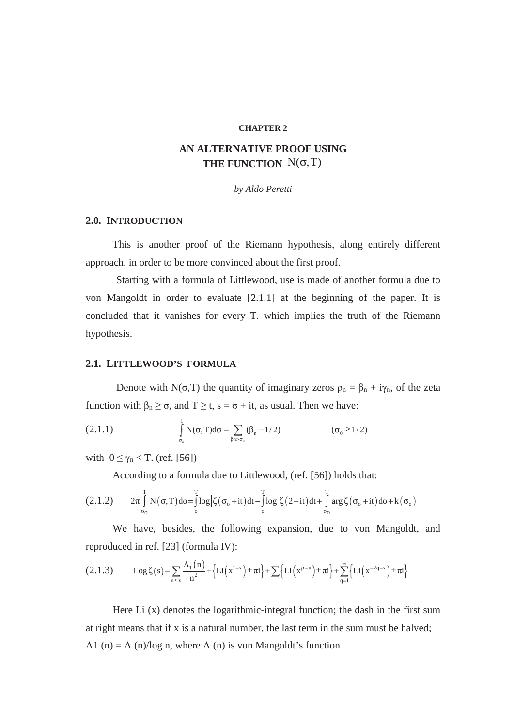## CHAPTER 2

## AN ALTERNATIVE PROOF USING THE FUNCTION $N(\sigma, T)$

*by Aldo Peretti*

### 2.0. INTRODUCTION

This is another proof of the Riemann hypothesis, along entirely different approach, in order to be more convinced about the first proof.

Starting with a formula of Littlewood, use is made of another formula due to von Mangoldt in order to evaluate [2.1.1] at the beginning of the paper. It is concluded that it vanishes for every T. which implies the truth of the Riemann hypothesis.

### 2.1. LITTLEWOOD'S FORMULA

Denote with $N(\sigma,T)$ the quantity of imaginary zeros $\rho_n = \beta_n + i\gamma_n$, of the zeta function with $\beta_n \geq \sigma$, and $T \geq t$, $s = \sigma + it$, as usual. Then we have:

$$\int_{\sigma_o}^{1} N(\sigma,T)d\sigma = \sum_{\beta n > \sigma_o} (\beta_n - 1/2) \qquad (\sigma_0 \geq 1/2) \tag{2.1.1}$$

with $0 \leq \gamma_n < T$. (ref. [56])

According to a formula due to Littlewood, (ref. [56]) holds that:

$$2\pi \int_{\sigma_o}^{1} N(\sigma,T)\,do = \int_{o}^{T} \log\left|\zeta(\sigma_o + it)\right| dt - \int_{o}^{T} \log\left|\zeta(2+it)\right| dt + \int_{\sigma_o}^{T} \arg\zeta(\sigma_o + it)\,do + k(\sigma_o) \tag{2.1.2}$$

We have, besides, the following expansion, due to von Mangoldt, and reproduced in ref. [23] (formula IV):

$$\operatorname{Log}\zeta(s) = \sum_{n \leq x} \frac{\Lambda_1(n)}{n^2} + \left\{\operatorname{Li}\left(x^{1-s}\right) \pm \pi i\right\} + \sum \left\{\operatorname{Li}\left(x^{\rho - s}\right) \pm \pi i\right\} + \sum_{q=1}^{\infty} \left\{\operatorname{Li}\left(x^{-2q-s}\right) \pm \pi i\right\} \tag{2.1.3}$$

Here Li (x) denotes the logarithmic-integral function; the dash in the first sum at right means that if x is a natural number, the last term in the sum must be halved; $\Lambda 1(n) = \Lambda(n)/\log n$, where $\Lambda(n)$ is von Mangoldt's function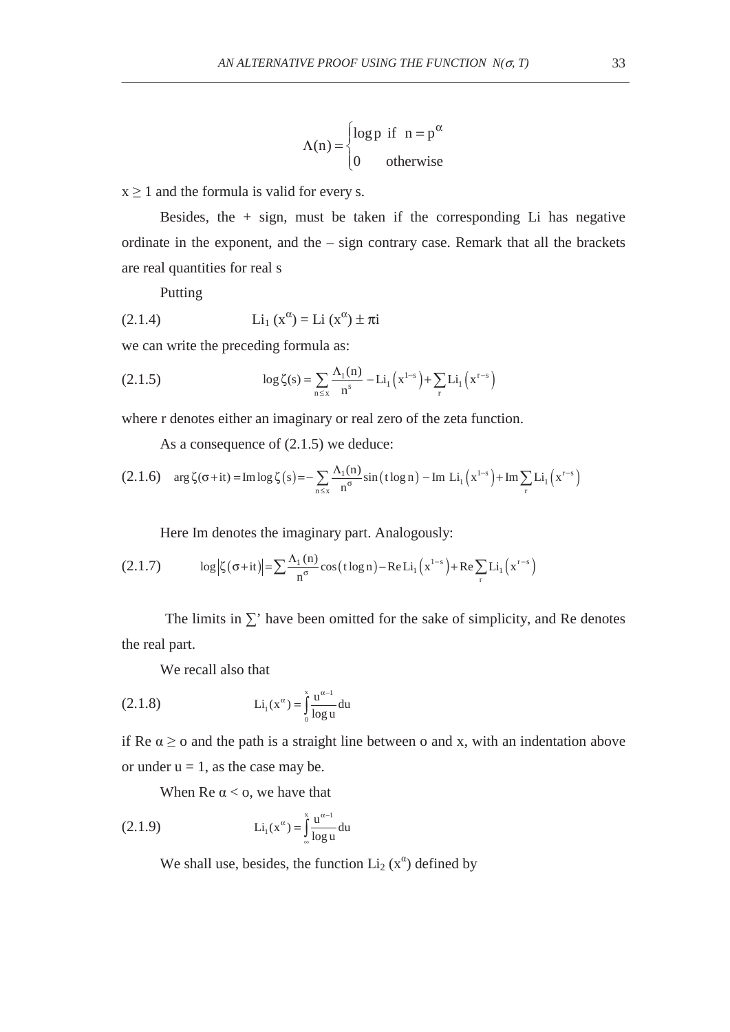$$\Lambda(n) = \begin{cases} \log p & \text{if } \ n = p^{\alpha} \\ 0 & \text{otherwise} \end{cases}$$

$x \geq 1$ and the formula is valid for every s.

Besides, the + sign, must be taken if the corresponding Li has negative ordinate in the exponent, and the – sign contrary case. Remark that all the brackets are real quantities for real s

Putting

(2.1.4) $$\mathrm{Li}_1\,(x^{\alpha}) = \mathrm{Li}\,(x^{\alpha}) \pm \pi i$$

we can write the preceding formula as:

(2.1.5) $$\log \zeta(s) = \sum_{n \leq x} \frac{\Lambda_1(n)}{n^s} - \mathrm{Li}_1\left(x^{1-s}\right) + \sum_r \mathrm{Li}_1\left(x^{r-s}\right)$$

where r denotes either an imaginary or real zero of the zeta function.

As a consequence of (2.1.5) we deduce:

(2.1.6) $$\arg \zeta(\sigma + it) = \mathrm{Im} \log \zeta(s) = -\sum_{n \leq x} \frac{\Lambda_1(n)}{n^{\sigma}} \sin(t \log n) - \mathrm{Im}\ \mathrm{Li}_1\left(x^{1-s}\right) + \mathrm{Im} \sum_r \mathrm{Li}_1\left(x^{r-s}\right)$$

Here Im denotes the imaginary part. Analogously:

(2.1.7) $$\log\left|\zeta(\sigma + it)\right| = \sum \frac{\Lambda_1(n)}{n^{\sigma}} \cos(t \log n) - \mathrm{Re}\,\mathrm{Li}_1\left(x^{1-s}\right) + \mathrm{Re} \sum_r \mathrm{Li}_1\left(x^{r-s}\right)$$

The limits in ∑' have been omitted for the sake of simplicity, and Re denotes the real part.

We recall also that

(2.1.8) $$\mathrm{Li}_1(x^{\alpha}) = \int_0^x \frac{u^{\alpha-1}}{\log u}\, du$$

if Re $\alpha \geq$ o and the path is a straight line between o and x, with an indentation above or under $u = 1$, as the case may be.

When Re $\alpha <$ o, we have that

(2.1.9) $$\mathrm{Li}_1(x^{\alpha}) = \int_{\infty}^x \frac{u^{\alpha-1}}{\log u}\, du$$

We shall use, besides, the function $\mathrm{Li}_2\,(x^{\alpha})$ defined by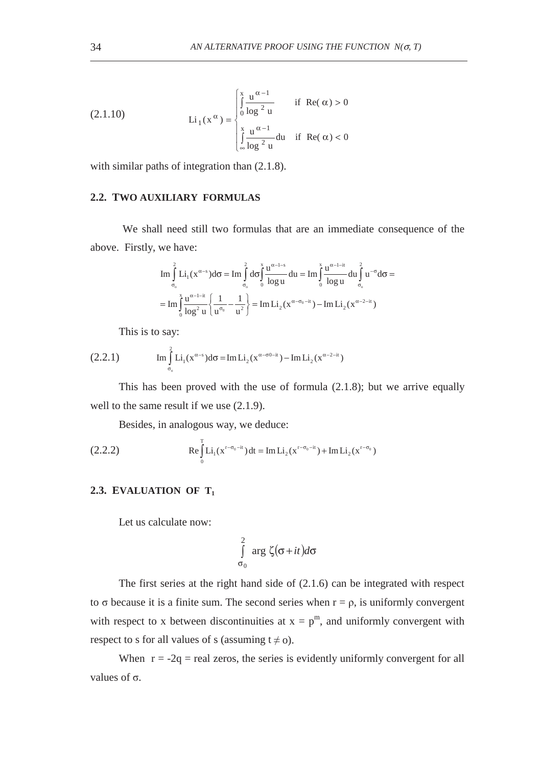$$
\text{(2.1.10)} \qquad \mathrm{Li}_1(x^{\alpha}) = \begin{cases} \displaystyle\int_0^x \frac{u^{\alpha-1}}{\log^2 u} & \text{if } \mathrm{Re}(\alpha) > 0 \\ \displaystyle\int_\infty^x \frac{u^{\alpha-1}}{\log^2 u} du & \text{if } \mathrm{Re}(\alpha) < 0 \end{cases}
$$

with similar paths of integration than (2.1.8).

## 2.2. TWO AUXILIARY FORMULAS

We shall need still two formulas that are an immediate consequence of the above. Firstly, we have:

$$
\mathrm{Im}\int_{\sigma_0}^{2} \mathrm{Li}_1(x^{\alpha-s})d\sigma = \mathrm{Im}\int_{\sigma_0}^{2} d\sigma \int_0^x \frac{u^{\alpha-1-s}}{\log u}du = \mathrm{Im}\int_0^x \frac{u^{\alpha-1-it}}{\log u}du \int_{\sigma_0}^{2} u^{-\sigma}d\sigma =
$$

$$
= \mathrm{Im}\int_0^x \frac{u^{\alpha-1-it}}{\log^2 u}\left\{\frac{1}{u^{\sigma_0}} - \frac{1}{u^2}\right\} = \mathrm{Im}\,\mathrm{Li}_2(x^{\alpha-\sigma_0-it}) - \mathrm{Im}\,\mathrm{Li}_2(x^{\alpha-2-it})
$$

This is to say:

$$
\text{(2.2.1)} \qquad \mathrm{Im}\int_{\sigma_0}^{2} \mathrm{Li}_1(x^{\alpha-s})d\sigma = \mathrm{Im}\,\mathrm{Li}_2(x^{\alpha-\sigma 0-it}) - \mathrm{Im}\,\mathrm{Li}_2(x^{\alpha-2-it})
$$

This has been proved with the use of formula (2.1.8); but we arrive equally well to the same result if we use (2.1.9).

Besides, in analogous way, we deduce:

$$
\text{(2.2.2)} \qquad \mathrm{Re}\int_0^T \mathrm{Li}_1(x^{r-\sigma_0-it})\,dt = \mathrm{Im}\,\mathrm{Li}_2(x^{r-\sigma_0-it}) + \mathrm{Im}\,\mathrm{Li}_2(x^{r-\sigma_0})
$$

## 2.3. EVALUATION OF $T_1$

Let us calculate now:

$$
\int_{\sigma_0}^{2} \arg \zeta(\sigma + it)d\sigma
$$

The first series at the right hand side of (2.1.6) can be integrated with respect to $\sigma$ because it is a finite sum. The second series when $r = \rho$, is uniformly convergent with respect to x between discontinuities at $x = p^m$, and uniformly convergent with respect to s for all values of s (assuming $t \neq o$).

When $r = -2q$ = real zeros, the series is evidently uniformly convergent for all values of $\sigma$.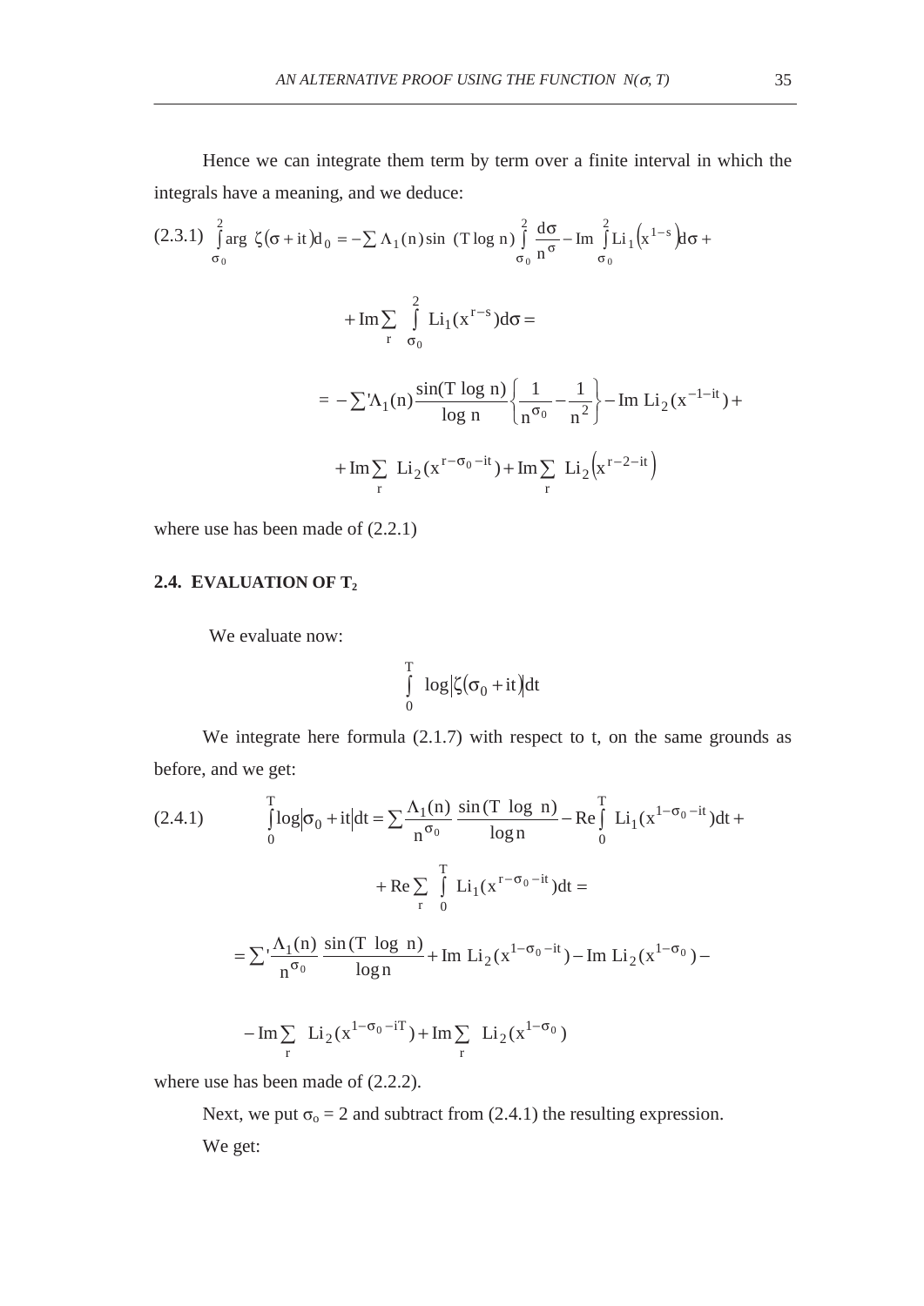Hence we can integrate them term by term over a finite interval in which the integrals have a meaning, and we deduce:

$$(2.3.1)\quad \int_{\sigma_0}^{2} \arg\ \zeta(\sigma + it)d_0 = -\sum \Lambda_1(n)\sin\ (T\log n)\int_{\sigma_0}^{2}\frac{d\sigma}{n^{\sigma}} - \mathrm{Im}\int_{\sigma_0}^{2}\mathrm{Li}_1\left(x^{1-s}\right)d\sigma +$$

$$+\mathrm{Im}\sum_{r}\int_{\sigma_0}^{2}\mathrm{Li}_1(x^{r-s})d\sigma =$$

$$= -\sum{}'\Lambda_1(n)\frac{\sin(T\log n)}{\log n}\left\{\frac{1}{n^{\sigma_0}} - \frac{1}{n^2}\right\} - \mathrm{Im}\ \mathrm{Li}_2(x^{-1-it}) +$$

$$+\mathrm{Im}\sum_{r}\ \mathrm{Li}_2(x^{r-\sigma_0-it}) + \mathrm{Im}\sum_{r}\ \mathrm{Li}_2\left(x^{r-2-it}\right)$$

where use has been made of (2.2.1)

## 2.4. EVALUATION OF $T_2$

We evaluate now:

$$\int_{0}^{T}\log\left|\zeta(\sigma_0 + it)\right|dt$$

We integrate here formula (2.1.7) with respect to t, on the same grounds as before, and we get:

$$(2.4.1)\qquad \int_{0}^{T}\log\left|\sigma_0 + it\right|dt = \sum\frac{\Lambda_1(n)}{n^{\sigma_0}}\ \frac{\sin(T\ \log\ n)}{\log n} - \mathrm{Re}\int_{0}^{T}\ \mathrm{Li}_1(x^{1-\sigma_0-it})dt +$$

$$+\mathrm{Re}\sum_{r}\ \int_{0}^{T}\ \mathrm{Li}_1(x^{r-\sigma_0-it})dt =$$

$$= \sum{}'\frac{\Lambda_1(n)}{n^{\sigma_0}}\ \frac{\sin(T\ \log\ n)}{\log n} + \mathrm{Im}\ \mathrm{Li}_2(x^{1-\sigma_0-it}) - \mathrm{Im}\ \mathrm{Li}_2(x^{1-\sigma_0}) -$$

$$-\mathrm{Im}\sum_{r}\ \mathrm{Li}_2(x^{1-\sigma_0-iT}) + \mathrm{Im}\sum_{r}\ \mathrm{Li}_2(x^{1-\sigma_0})$$

where use has been made of (2.2.2).

Next, we put $\sigma_0 = 2$ and subtract from (2.4.1) the resulting expression.

We get: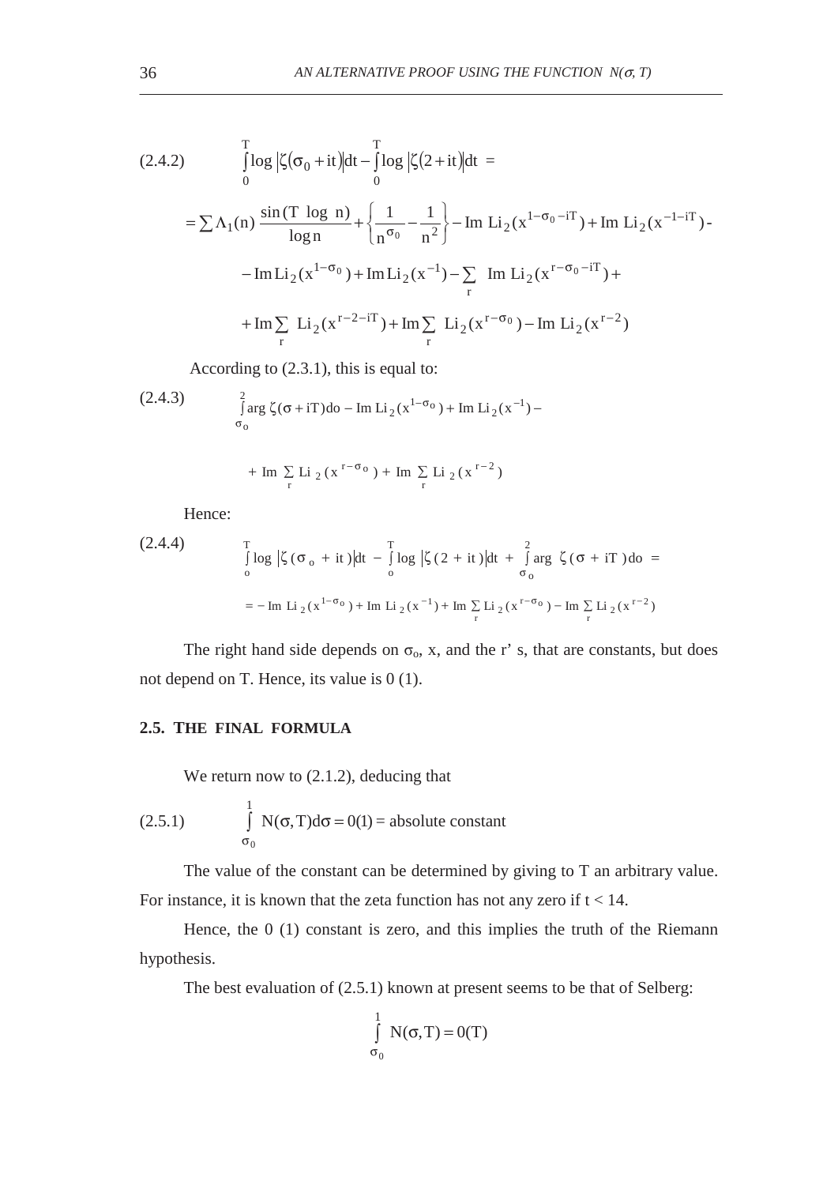$$(2.4.2) \qquad \int_0^T \log\left|\zeta(\sigma_0 + it)\right| dt - \int_0^T \log\left|\zeta(2+it)\right| dt =$$

$$= \sum \Lambda_1(n)\,\frac{\sin(T\ \log\ n)}{\log n} + \left\{\frac{1}{n^{\sigma_0}} - \frac{1}{n^2}\right\} - \text{Im Li}_2(x^{1-\sigma_0 - iT}) + \text{Im Li}_2(x^{-1-iT}) -$$

$$- \text{Im}\,\text{Li}_2(x^{1-\sigma_0}) + \text{Im}\,\text{Li}_2(x^{-1}) - \sum_r \ \text{Im Li}_2(x^{r-\sigma_0-iT}) +$$

$$+ \text{Im}\sum_r \ \text{Li}_2(x^{r-2-iT}) + \text{Im}\sum_r \ \text{Li}_2(x^{r-\sigma_0}) - \text{Im Li}_2(x^{r-2})$$

According to (2.3.1), this is equal to:

$$(2.4.3) \qquad \int_{\sigma_o}^{2} \arg\zeta(\sigma + iT)\,do - \text{Im Li}_2(x^{1-\sigma_o}) + \text{Im Li}_2(x^{-1}) -$$

$$+ \text{Im}\sum_r \text{Li}_2(x^{r-\sigma_o}) + \text{Im}\sum_r \text{Li}_2(x^{r-2})$$

Hence:

$$(2.4.4) \qquad \int_o^T \log\left|\zeta(\sigma_o + it)\right| dt - \int_o^T \log\left|\zeta(2+it)\right| dt + \int_{\sigma_o}^{2} \arg\ \zeta(\sigma + iT)\,do =$$

$$= -\text{Im Li}_2(x^{1-\sigma_o}) + \text{Im Li}_2(x^{-1}) + \text{Im}\sum_r \text{Li}_2(x^{r-\sigma_o}) - \text{Im}\sum_r \text{Li}_2(x^{r-2})$$

The right hand side depends on $\sigma_o$, x, and the r' s, that are constants, but does not depend on T. Hence, its value is 0 (1).

## 2.5. THE FINAL FORMULA

We return now to (2.1.2), deducing that

$$(2.5.1) \qquad \int_{\sigma_0}^{1} N(\sigma, T)\,d\sigma = 0(1) = \text{absolute constant}$$

The value of the constant can be determined by giving to T an arbitrary value. For instance, it is known that the zeta function has not any zero if t < 14.

Hence, the 0 (1) constant is zero, and this implies the truth of the Riemann hypothesis.

The best evaluation of (2.5.1) known at present seems to be that of Selberg:

$$\int_{\sigma_0}^{1} N(\sigma, T) = 0(T)$$